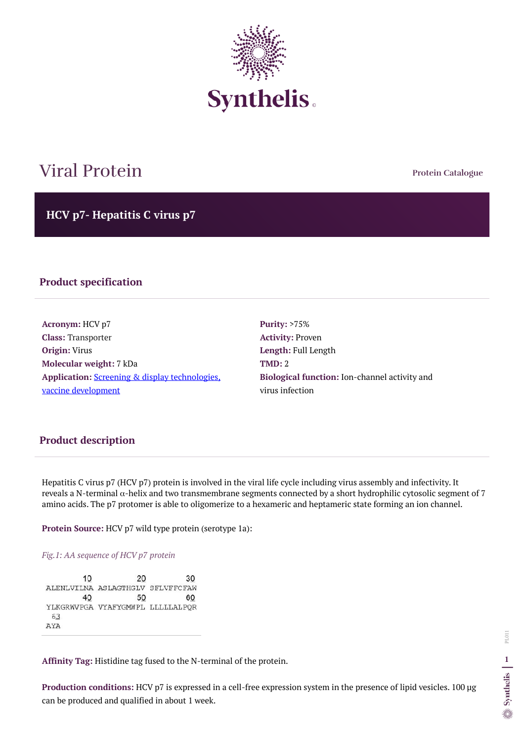# Viral Protein

Protein Catalogue

## HCV p7- Hepatitis C virus p7

### Product specification

**Acronym:** HCV p7
**Class:** Transporter
**Origin:** Virus
**Molecular weight:** 7 kDa
**Application:** [Screening & display technologies, vaccine development]()

**Purity:** >75%
**Activity:** Proven
**Length:** Full Length
**TMD:** 2
**Biological function:** Ion-channel activity and virus infection

### Product description

Hepatitis C virus p7 (HCV p7) protein is involved in the viral life cycle including virus assembly and infectivity. It reveals a N-terminal $\alpha$-helix and two transmembrane segments connected by a short hydrophilic cytosolic segment of 7 amino acids. The p7 protomer is able to oligomerize to a hexameric and heptameric state forming an ion channel.

**Protein Source:** HCV p7 wild type protein (serotype 1a):

*Fig.1: AA sequence of HCV p7 protein*

```
        10         20         30
ALENLVILNA ASLAGTHGLV SFLVFFCFAW
        40         50         60
YLKGRWVPGA VYAFYGMWPL LLLLLALPQR
 63
AYA
```

**Affinity Tag:** Histidine tag fused to the N-terminal of the protein.

**Production conditions:** HCV p7 is expressed in a cell-free expression system in the presence of lipid vesicles. 100 µg can be produced and qualified in about 1 week.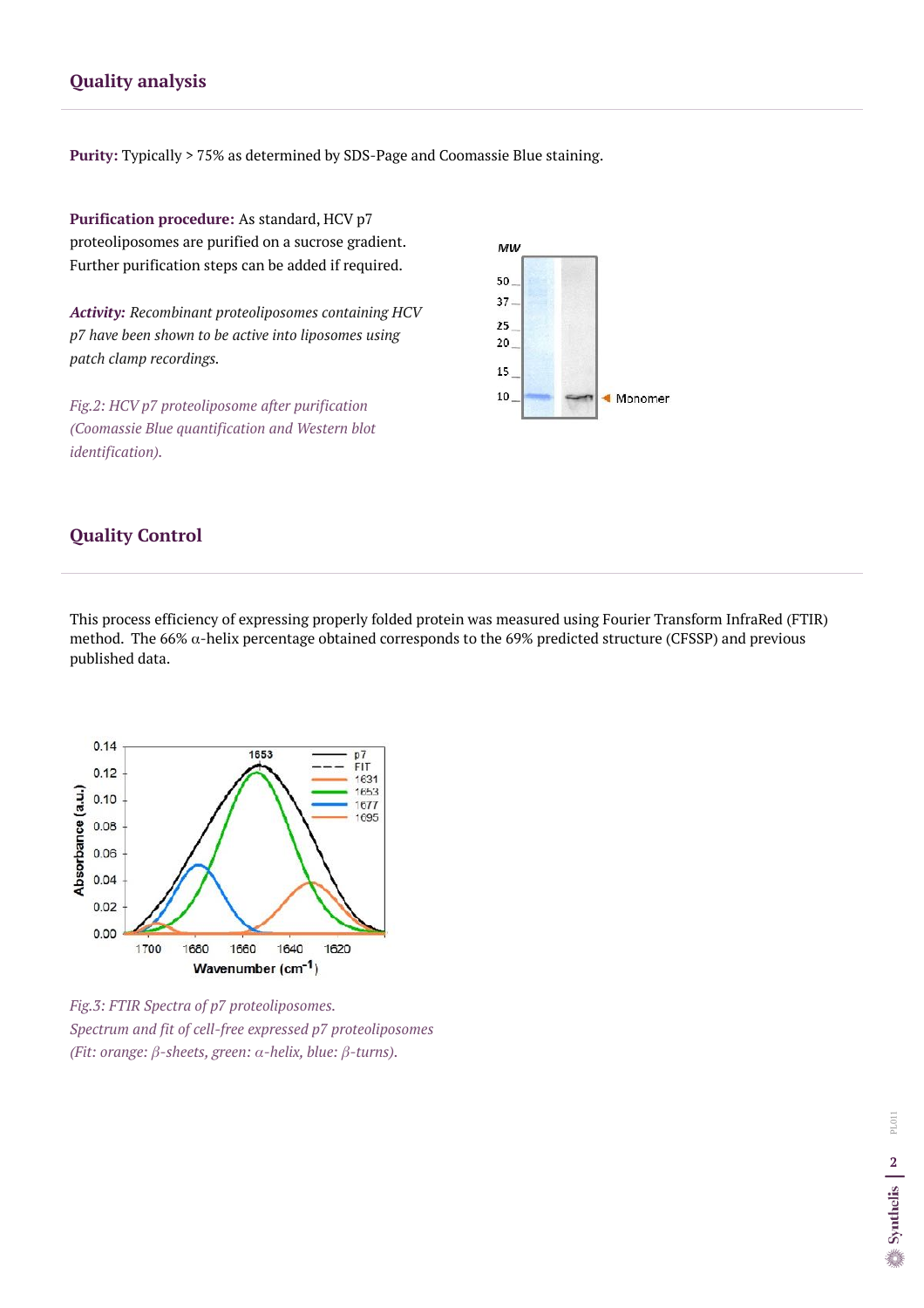## Quality analysis

**Purity:** Typically > 75% as determined by SDS-Page and Coomassie Blue staining.

**Purification procedure:** As standard, HCV p7 proteoliposomes are purified on a sucrose gradient. Further purification steps can be added if required.

***Activity:*** *Recombinant proteoliposomes containing HCV p7 have been shown to be active into liposomes using patch clamp recordings.*

*Fig.2: HCV p7 proteoliposome after purification (Coomassie Blue quantification and Western blot identification).*

## Quality Control

This process efficiency of expressing properly folded protein was measured using Fourier Transform InfraRed (FTIR) method. The 66% $\alpha$-helix percentage obtained corresponds to the 69% predicted structure (CFSSP) and previous published data.

*Fig.3: FTIR Spectra of p7 proteoliposomes.*
*Spectrum and fit of cell-free expressed p7 proteoliposomes (Fit: orange: $\beta$-sheets, green: $\alpha$-helix, blue: $\beta$-turns).*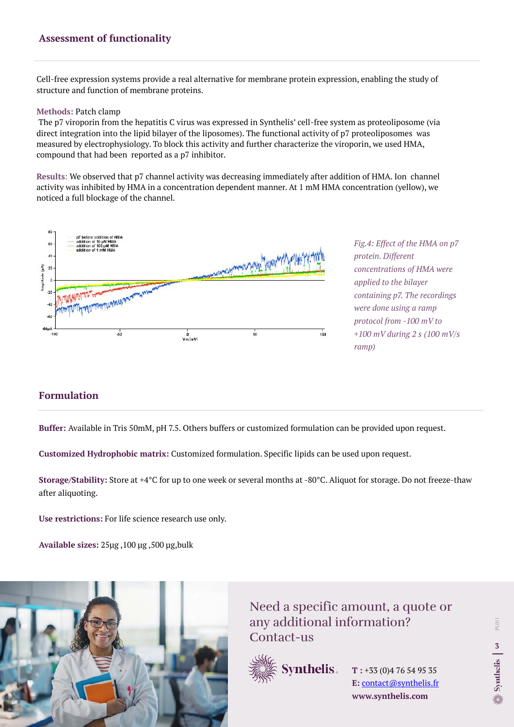## Assessment of functionality

Cell-free expression systems provide a real alternative for membrane protein expression, enabling the study of structure and function of membrane proteins.

**Methods:** Patch clamp

The p7 viroporin from the hepatitis C virus was expressed in Synthelis' cell-free system as proteoliposome (via direct integration into the lipid bilayer of the liposomes). The functional activity of p7 proteoliposomes was measured by electrophysiology. To block this activity and further characterize the viroporin, we used HMA, compound that had been reported as a p7 inhibitor.

**Results**: We observed that p7 channel activity was decreasing immediately after addition of HMA. Ion channel activity was inhibited by HMA in a concentration dependent manner. At 1 mM HMA concentration (yellow), we noticed a full blockage of the channel.

p7 before addition of HMA
addition of 10 µM HMA
addition of 100 µM HMA
addition of 1 mM HMA

Amplitude (pA)
80
60
40
20
0
-20
-40
-60
-80pA

-100
-50
0
50
100
Vm (mV)

*Fig.4: Effect of the HMA on p7 protein. Different concentrations of HMA were applied to the bilayer containing p7. The recordings were done using a ramp protocol from -100 mV to +100 mV during 2 s (100 mV/s ramp)*

## Formulation

**Buffer:** Available in Tris 50mM, pH 7.5. Others buffers or customized formulation can be provided upon request.

**Customized Hydrophobic matrix:** Customized formulation. Specific lipids can be used upon request.

**Storage/Stability:** Store at +4°C for up to one week or several months at -80°C. Aliquot for storage. Do not freeze-thaw after aliquoting.

**Use restrictions:** For life science research use only.

**Available sizes:** 25µg ,100 µg ,500 µg,bulk

Need a specific amount, a quote or any additional information? Contact-us

Synthelis

**T :** +33 (0)4 76 54 95 35
**E:** contact@synthelis.fr
**www.synthelis.com**